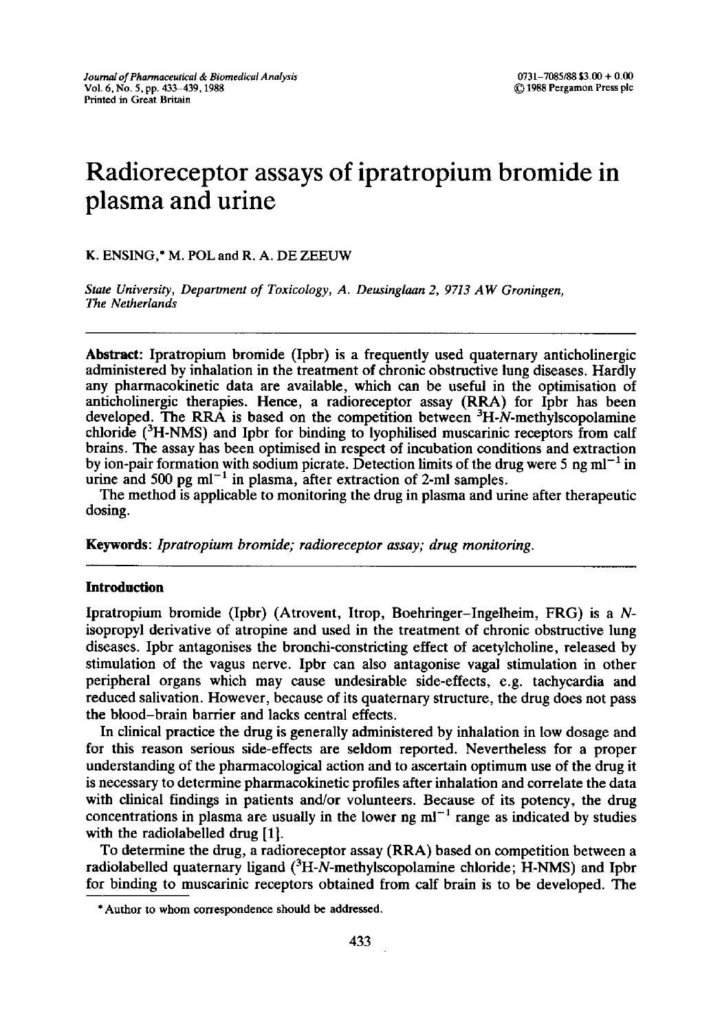# Radioreceptor assays of ipratropium bromide in plasma and urine

K. ENSING,* M. POL and R. A. DE ZEEUW

*State University, Department of Toxicology, A. Deusinglaan 2, 9713 AW Groningen, The Netherlands*

---

**Abstract:** Ipratropium bromide (Ipbr) is a frequently used quaternary anticholinergic administered by inhalation in the treatment of chronic obstructive lung diseases. Hardly any pharmacokinetic data are available, which can be useful in the optimisation of anticholinergic therapies. Hence, a radioreceptor assay (RRA) for Ipbr has been developed. The RRA is based on the competition between $^{3}$H-*N*-methylscopolamine chloride ($^{3}$H-NMS) and Ipbr for binding to lyophilised muscarinic receptors from calf brains. The assay has been optimised in respect of incubation conditions and extraction by ion-pair formation with sodium picrate. Detection limits of the drug were 5 ng ml$^{-1}$ in urine and 500 pg ml$^{-1}$ in plasma, after extraction of 2-ml samples.

The method is applicable to monitoring the drug in plasma and urine after therapeutic dosing.

**Keywords:** *Ipratropium bromide; radioreceptor assay; drug monitoring.*

---

## Introduction

Ipratropium bromide (Ipbr) (Atrovent, Itrop, Boehringer–Ingelheim, FRG) is a *N*-isopropyl derivative of atropine and used in the treatment of chronic obstructive lung diseases. Ipbr antagonises the bronchi-constricting effect of acetylcholine, released by stimulation of the vagus nerve. Ipbr can also antagonise vagal stimulation in other peripheral organs which may cause undesirable side-effects, e.g. tachycardia and reduced salivation. However, because of its quaternary structure, the drug does not pass the blood–brain barrier and lacks central effects.

In clinical practice the drug is generally administered by inhalation in low dosage and for this reason serious side-effects are seldom reported. Nevertheless for a proper understanding of the pharmacological action and to ascertain optimum use of the drug it is necessary to determine pharmacokinetic profiles after inhalation and correlate the data with clinical findings in patients and/or volunteers. Because of its potency, the drug concentrations in plasma are usually in the lower ng ml$^{-1}$ range as indicated by studies with the radiolabelled drug [1].

To determine the drug, a radioreceptor assay (RRA) based on competition between a radiolabelled quaternary ligand ($^{3}$H-*N*-methylscopolamine chloride; H-NMS) and Ipbr for binding to muscarinic receptors obtained from calf brain is to be developed. The

---

* Author to whom correspondence should be addressed.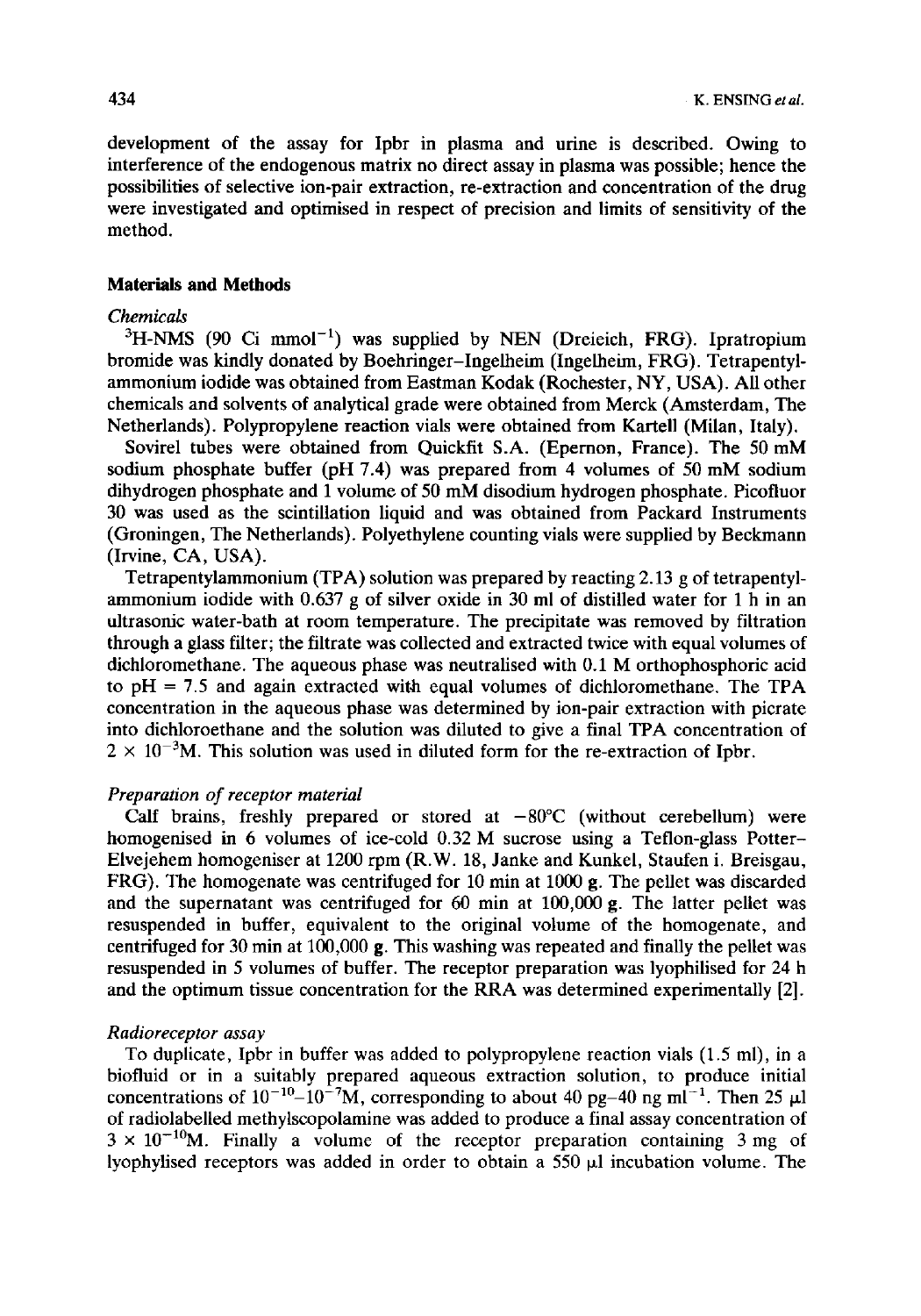development of the assay for Ipbr in plasma and urine is described. Owing to interference of the endogenous matrix no direct assay in plasma was possible; hence the possibilities of selective ion-pair extraction, re-extraction and concentration of the drug were investigated and optimised in respect of precision and limits of sensitivity of the method.

## Materials and Methods

### *Chemicals*

$^3$H-NMS (90 Ci mmol$^{-1}$) was supplied by NEN (Dreieich, FRG). Ipratropium bromide was kindly donated by Boehringer–Ingelheim (Ingelheim, FRG). Tetrapentylammonium iodide was obtained from Eastman Kodak (Rochester, NY, USA). All other chemicals and solvents of analytical grade were obtained from Merck (Amsterdam, The Netherlands). Polypropylene reaction vials were obtained from Kartell (Milan, Italy).

Sovirel tubes were obtained from Quickfit S.A. (Epernon, France). The 50 mM sodium phosphate buffer (pH 7.4) was prepared from 4 volumes of 50 mM sodium dihydrogen phosphate and 1 volume of 50 mM disodium hydrogen phosphate. Picofluor 30 was used as the scintillation liquid and was obtained from Packard Instruments (Groningen, The Netherlands). Polyethylene counting vials were supplied by Beckmann (Irvine, CA, USA).

Tetrapentylammonium (TPA) solution was prepared by reacting 2.13 g of tetrapentylammonium iodide with 0.637 g of silver oxide in 30 ml of distilled water for 1 h in an ultrasonic water-bath at room temperature. The precipitate was removed by filtration through a glass filter; the filtrate was collected and extracted twice with equal volumes of dichloromethane. The aqueous phase was neutralised with 0.1 M orthophosphoric acid to pH = 7.5 and again extracted with equal volumes of dichloromethane. The TPA concentration in the aqueous phase was determined by ion-pair extraction with picrate into dichloroethane and the solution was diluted to give a final TPA concentration of $2 \times 10^{-3}$M. This solution was used in diluted form for the re-extraction of Ipbr.

### *Preparation of receptor material*

Calf brains, freshly prepared or stored at −80°C (without cerebellum) were homogenised in 6 volumes of ice-cold 0.32 M sucrose using a Teflon-glass Potter–Elvejehem homogeniser at 1200 rpm (R.W. 18, Janke and Kunkel, Staufen i. Breisgau, FRG). The homogenate was centrifuged for 10 min at 1000 **g**. The pellet was discarded and the supernatant was centrifuged for 60 min at 100,000 **g**. The latter pellet was resuspended in buffer, equivalent to the original volume of the homogenate, and centrifuged for 30 min at 100,000 **g**. This washing was repeated and finally the pellet was resuspended in 5 volumes of buffer. The receptor preparation was lyophilised for 24 h and the optimum tissue concentration for the RRA was determined experimentally [2].

### *Radioreceptor assay*

To duplicate, Ipbr in buffer was added to polypropylene reaction vials (1.5 ml), in a biofluid or in a suitably prepared aqueous extraction solution, to produce initial concentrations of $10^{-10}$–$10^{-7}$M, corresponding to about 40 pg–40 ng ml$^{-1}$. Then 25 μl of radiolabelled methylscopolamine was added to produce a final assay concentration of $3 \times 10^{-10}$M. Finally a volume of the receptor preparation containing 3 mg of lyophylised receptors was added in order to obtain a 550 μl incubation volume. The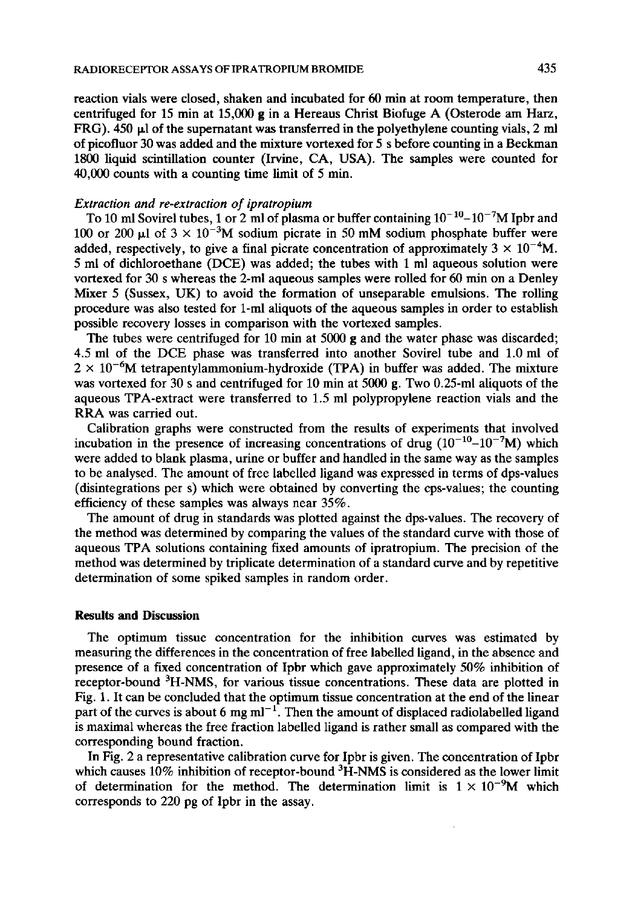reaction vials were closed, shaken and incubated for 60 min at room temperature, then centrifuged for 15 min at 15,000 **g** in a Hereaus Christ Biofuge A (Osterode am Harz, FRG). 450 μl of the supernatant was transferred in the polyethylene counting vials, 2 ml of picofluor 30 was added and the mixture vortexed for 5 s before counting in a Beckman 1800 liquid scintillation counter (Irvine, CA, USA). The samples were counted for 40,000 counts with a counting time limit of 5 min.

### *Extraction and re-extraction of ipratropium*

To 10 ml Sovirel tubes, 1 or 2 ml of plasma or buffer containing $10^{-10}$–$10^{-7}$M Ipbr and 100 or 200 μl of $3 \times 10^{-3}$M sodium picrate in 50 mM sodium phosphate buffer were added, respectively, to give a final picrate concentration of approximately $3 \times 10^{-4}$M. 5 ml of dichloroethane (DCE) was added; the tubes with 1 ml aqueous solution were vortexed for 30 s whereas the 2-ml aqueous samples were rolled for 60 min on a Denley Mixer 5 (Sussex, UK) to avoid the formation of unseparable emulsions. The rolling procedure was also tested for 1-ml aliquots of the aqueous samples in order to establish possible recovery losses in comparison with the vortexed samples.

The tubes were centrifuged for 10 min at 5000 **g** and the water phase was discarded; 4.5 ml of the DCE phase was transferred into another Sovirel tube and 1.0 ml of $2 \times 10^{-6}$M tetrapentylammonium-hydroxide (TPA) in buffer was added. The mixture was vortexed for 30 s and centrifuged for 10 min at 5000 **g**. Two 0.25-ml aliquots of the aqueous TPA-extract were transferred to 1.5 ml polypropylene reaction vials and the RRA was carried out.

Calibration graphs were constructed from the results of experiments that involved incubation in the presence of increasing concentrations of drug ($10^{-10}$–$10^{-7}$M) which were added to blank plasma, urine or buffer and handled in the same way as the samples to be analysed. The amount of free labelled ligand was expressed in terms of dps-values (disintegrations per s) which were obtained by converting the cps-values; the counting efficiency of these samples was always near 35%.

The amount of drug in standards was plotted against the dps-values. The recovery of the method was determined by comparing the values of the standard curve with those of aqueous TPA solutions containing fixed amounts of ipratropium. The precision of the method was determined by triplicate determination of a standard curve and by repetitive determination of some spiked samples in random order.

## Results and Discussion

The optimum tissue concentration for the inhibition curves was estimated by measuring the differences in the concentration of free labelled ligand, in the absence and presence of a fixed concentration of Ipbr which gave approximately 50% inhibition of receptor-bound $^3$H-NMS, for various tissue concentrations. These data are plotted in Fig. 1. It can be concluded that the optimum tissue concentration at the end of the linear part of the curves is about 6 mg ml$^{-1}$. Then the amount of displaced radiolabelled ligand is maximal whereas the free fraction labelled ligand is rather small as compared with the corresponding bound fraction.

In Fig. 2 a representative calibration curve for Ipbr is given. The concentration of Ipbr which causes 10% inhibition of receptor-bound $^3$H-NMS is considered as the lower limit of determination for the method. The determination limit is $1 \times 10^{-9}$M which corresponds to 220 pg of Ipbr in the assay.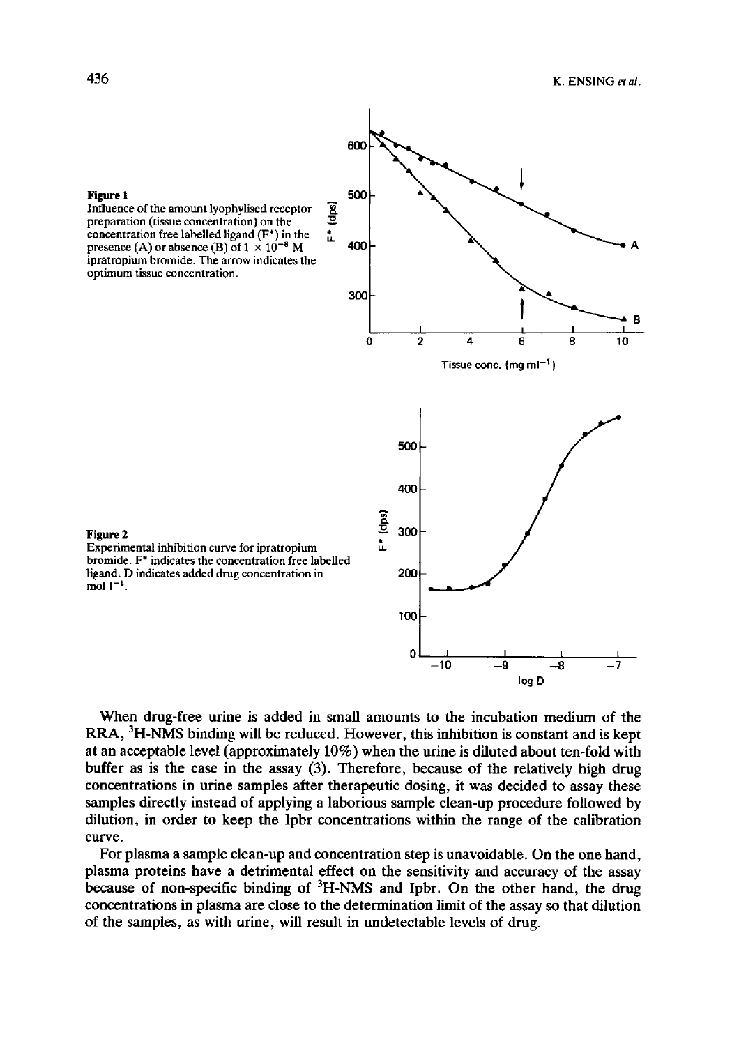**Figure 1**
Influence of the amount lyophylised receptor preparation (tissue concentration) on the concentration free labelled ligand ($F^*$) in the presence (A) or absence (B) of $1 \times 10^{-8}$ M ipratropium bromide. The arrow indicates the optimum tissue concentration.

**Figure 2**
Experimental inhibition curve for ipratropium bromide. $F^*$ indicates the concentration free labelled ligand. D indicates added drug concentration in mol $l^{-1}$.

When drug-free urine is added in small amounts to the incubation medium of the RRA, $^3$H-NMS binding will be reduced. However, this inhibition is constant and is kept at an acceptable level (approximately 10%) when the urine is diluted about ten-fold with buffer as is the case in the assay (3). Therefore, because of the relatively high drug concentrations in urine samples after therapeutic dosing, it was decided to assay these samples directly instead of applying a laborious sample clean-up procedure followed by dilution, in order to keep the Ipbr concentrations within the range of the calibration curve.

For plasma a sample clean-up and concentration step is unavoidable. On the one hand, plasma proteins have a detrimental effect on the sensitivity and accuracy of the assay because of non-specific binding of $^3$H-NMS and Ipbr. On the other hand, the drug concentrations in plasma are close to the determination limit of the assay so that dilution of the samples, as with urine, will result in undetectable levels of drug.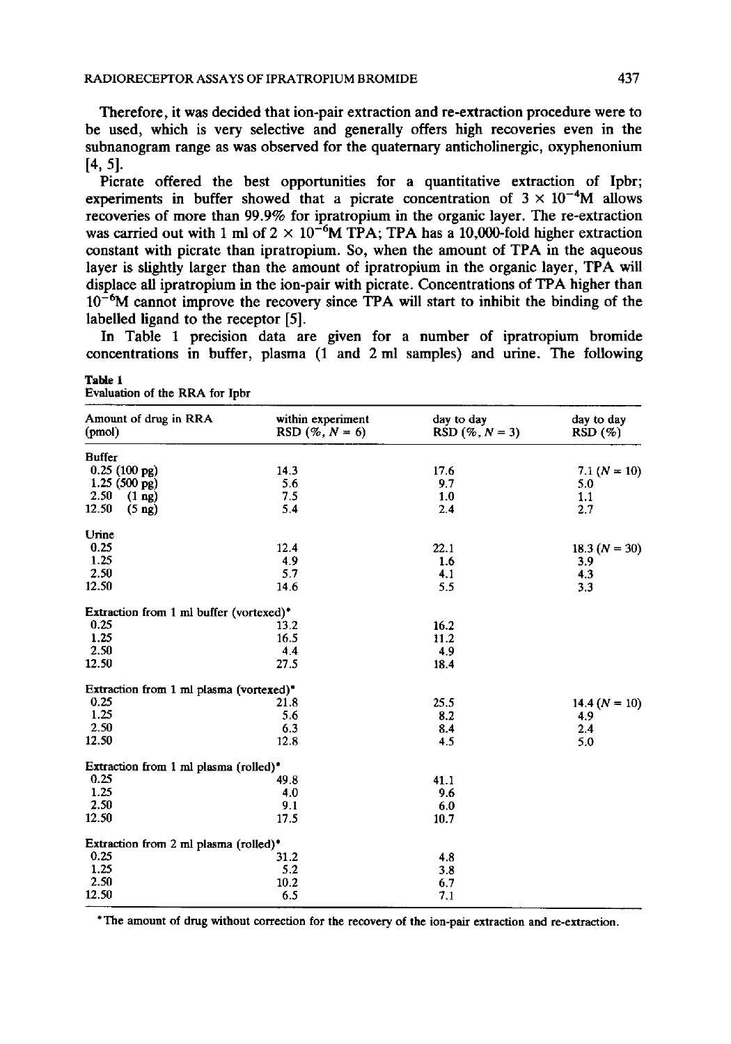Therefore, it was decided that ion-pair extraction and re-extraction procedure were to be used, which is very selective and generally offers high recoveries even in the subnanogram range as was observed for the quaternary anticholinergic, oxyphenonium [4, 5].

Picrate offered the best opportunities for a quantitative extraction of Ipbr; experiments in buffer showed that a picrate concentration of $3 \times 10^{-4}$M allows recoveries of more than 99.9% for ipratropium in the organic layer. The re-extraction was carried out with 1 ml of $2 \times 10^{-6}$M TPA; TPA has a 10,000-fold higher extraction constant with picrate than ipratropium. So, when the amount of TPA in the aqueous layer is slightly larger than the amount of ipratropium in the organic layer, TPA will displace all ipratropium in the ion-pair with picrate. Concentrations of TPA higher than $10^{-6}$M cannot improve the recovery since TPA will start to inhibit the binding of the labelled ligand to the receptor [5].

In Table 1 precision data are given for a number of ipratropium bromide concentrations in buffer, plasma (1 and 2 ml samples) and urine. The following

**Table 1**
Evaluation of the RRA for Ipbr

| Amount of drug in RRA (pmol) | within experiment RSD (%, $N = 6$) | day to day RSD (%, $N = 3$) | day to day RSD (%) |
|---|---|---|---|
| Buffer | | | |
| 0.25 (100 pg) | 14.3 | 17.6 | 7.1 ($N = 10$) |
| 1.25 (500 pg) | 5.6 | 9.7 | 5.0 |
| 2.50 (1 ng) | 7.5 | 1.0 | 1.1 |
| 12.50 (5 ng) | 5.4 | 2.4 | 2.7 |
| Urine | | | |
| 0.25 | 12.4 | 22.1 | 18.3 ($N = 30$) |
| 1.25 | 4.9 | 1.6 | 3.9 |
| 2.50 | 5.7 | 4.1 | 4.3 |
| 12.50 | 14.6 | 5.5 | 3.3 |
| Extraction from 1 ml buffer (vortexed)* | | | |
| 0.25 | 13.2 | 16.2 | |
| 1.25 | 16.5 | 11.2 | |
| 2.50 | 4.4 | 4.9 | |
| 12.50 | 27.5 | 18.4 | |
| Extraction from 1 ml plasma (vortexed)* | | | |
| 0.25 | 21.8 | 25.5 | 14.4 ($N = 10$) |
| 1.25 | 5.6 | 8.2 | 4.9 |
| 2.50 | 6.3 | 8.4 | 2.4 |
| 12.50 | 12.8 | 4.5 | 5.0 |
| Extraction from 1 ml plasma (rolled)* | | | |
| 0.25 | 49.8 | 41.1 | |
| 1.25 | 4.0 | 9.6 | |
| 2.50 | 9.1 | 6.0 | |
| 12.50 | 17.5 | 10.7 | |
| Extraction from 2 ml plasma (rolled)* | | | |
| 0.25 | 31.2 | 4.8 | |
| 1.25 | 5.2 | 3.8 | |
| 2.50 | 10.2 | 6.7 | |
| 12.50 | 6.5 | 7.1 | |

*The amount of drug without correction for the recovery of the ion-pair extraction and re-extraction.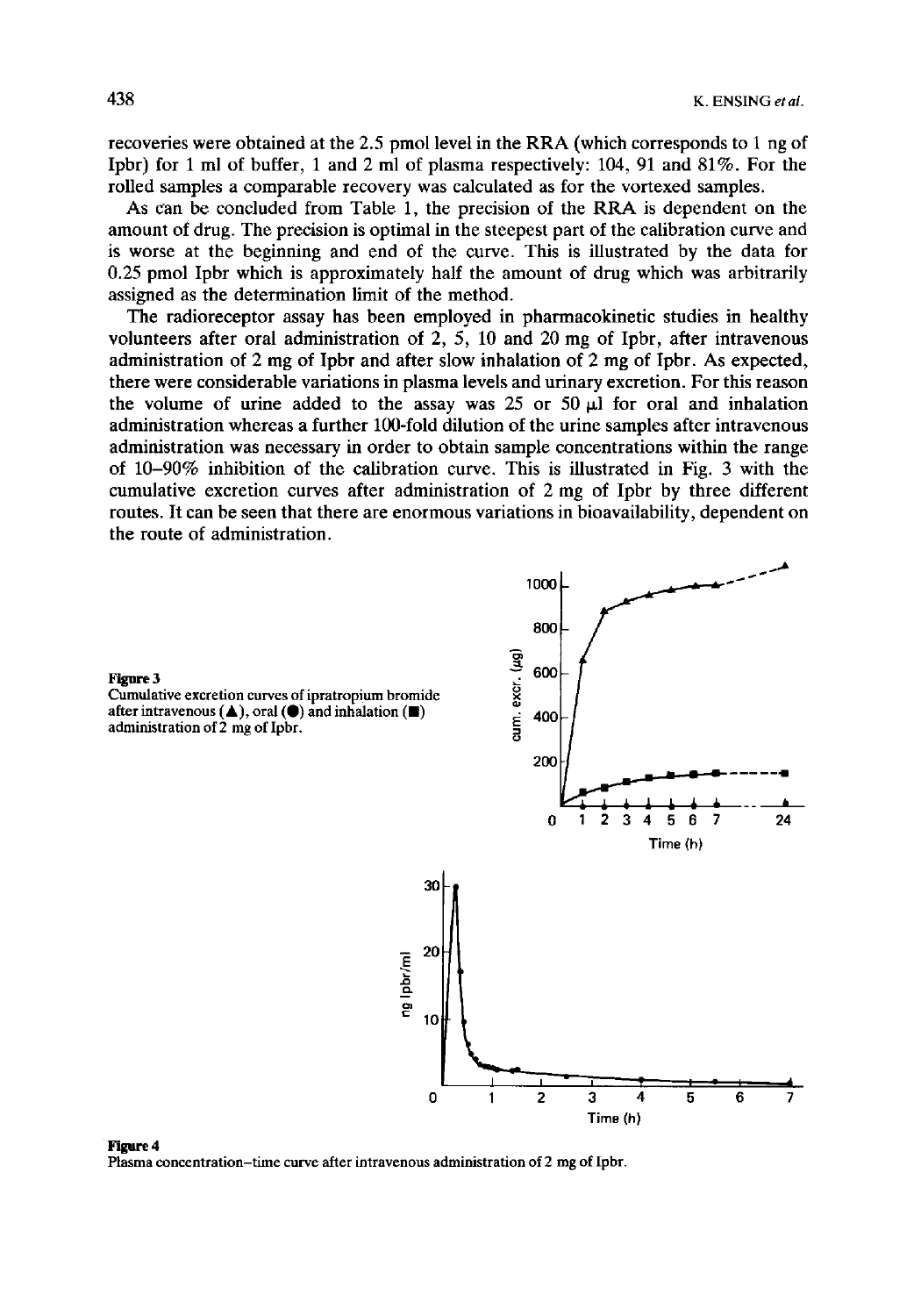recoveries were obtained at the 2.5 pmol level in the RRA (which corresponds to 1 ng of Ipbr) for 1 ml of buffer, 1 and 2 ml of plasma respectively: 104, 91 and 81%. For the rolled samples a comparable recovery was calculated as for the vortexed samples.

As can be concluded from Table 1, the precision of the RRA is dependent on the amount of drug. The precision is optimal in the steepest part of the calibration curve and is worse at the beginning and end of the curve. This is illustrated by the data for 0.25 pmol Ipbr which is approximately half the amount of drug which was arbitrarily assigned as the determination limit of the method.

The radioreceptor assay has been employed in pharmacokinetic studies in healthy volunteers after oral administration of 2, 5, 10 and 20 mg of Ipbr, after intravenous administration of 2 mg of Ipbr and after slow inhalation of 2 mg of Ipbr. As expected, there were considerable variations in plasma levels and urinary excretion. For this reason the volume of urine added to the assay was 25 or 50 μl for oral and inhalation administration whereas a further 100-fold dilution of the urine samples after intravenous administration was necessary in order to obtain sample concentrations within the range of 10–90% inhibition of the calibration curve. This is illustrated in Fig. 3 with the cumulative excretion curves after administration of 2 mg of Ipbr by three different routes. It can be seen that there are enormous variations in bioavailability, dependent on the route of administration.

**Figure 3**
Cumulative excretion curves of ipratropium bromide after intravenous (▲), oral (●) and inhalation (■) administration of 2 mg of Ipbr.

**Figure 4**
Plasma concentration–time curve after intravenous administration of 2 mg of Ipbr.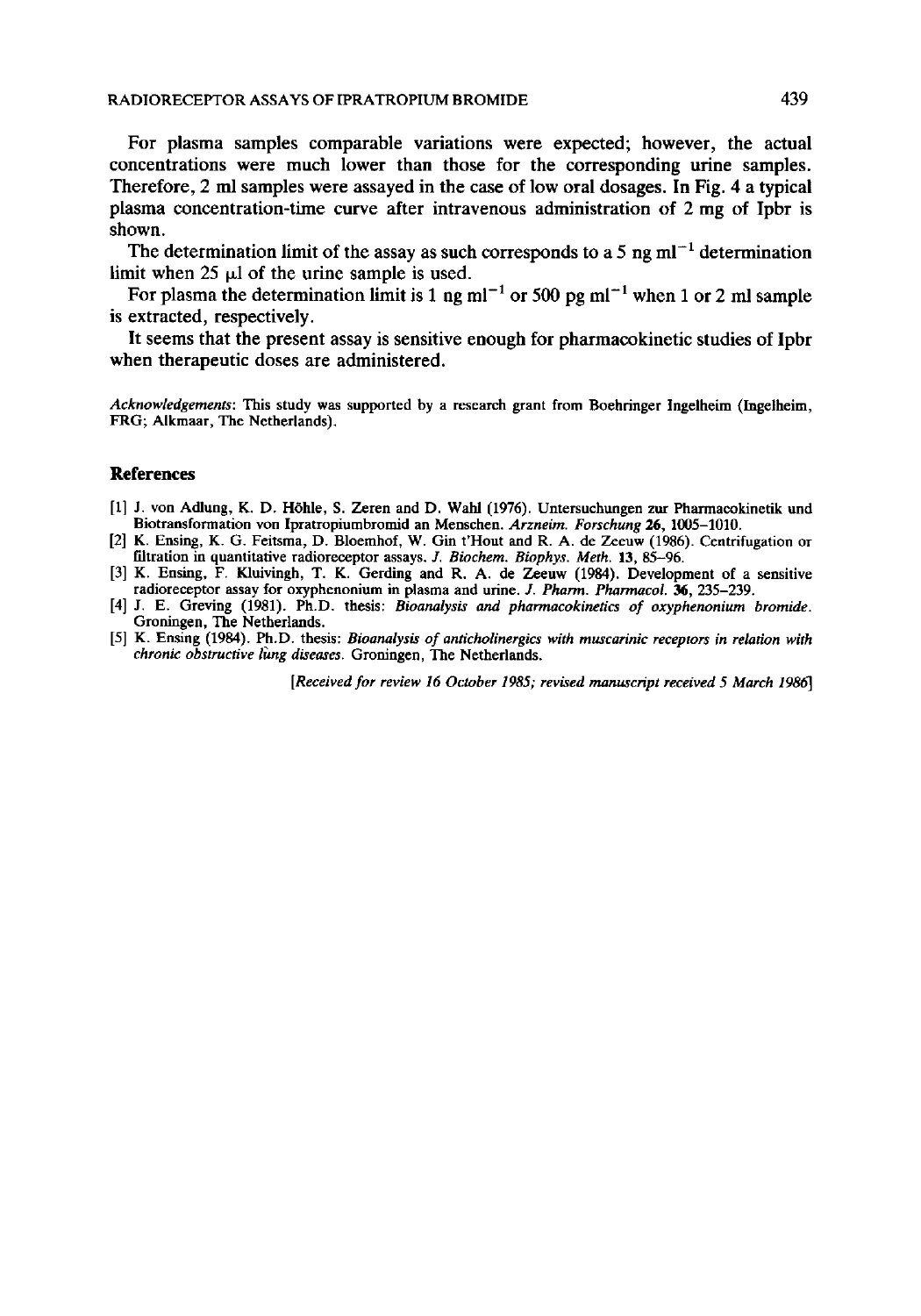For plasma samples comparable variations were expected; however, the actual concentrations were much lower than those for the corresponding urine samples. Therefore, 2 ml samples were assayed in the case of low oral dosages. In Fig. 4 a typical plasma concentration-time curve after intravenous administration of 2 mg of Ipbr is shown.

The determination limit of the assay as such corresponds to a 5 ng $ml^{-1}$ determination limit when 25 μl of the urine sample is used.

For plasma the determination limit is 1 ng $ml^{-1}$ or 500 pg $ml^{-1}$ when 1 or 2 ml sample is extracted, respectively.

It seems that the present assay is sensitive enough for pharmacokinetic studies of Ipbr when therapeutic doses are administered.

*Acknowledgements*: This study was supported by a research grant from Boehringer Ingelheim (Ingelheim, FRG; Alkmaar, The Netherlands).

## References

[1] J. von Adlung, K. D. Höhle, S. Zeren and D. Wahl (1976). Untersuchungen zur Pharmacokinetik und Biotransformation von Ipratropiumbromid an Menschen. *Arzneim. Forschung* **26**, 1005–1010.

[2] K. Ensing, K. G. Feitsma, D. Bloemhof, W. Gin t'Hout and R. A. de Zeeuw (1986). Centrifugation or filtration in quantitative radioreceptor assays. *J. Biochem. Biophys. Meth.* **13**, 85–96.

[3] K. Ensing, F. Kluivingh, T. K. Gerding and R. A. de Zeeuw (1984). Development of a sensitive radioreceptor assay for oxyphenonium in plasma and urine. *J. Pharm. Pharmacol.* **36**, 235–239.

[4] J. E. Greving (1981). Ph.D. thesis: *Bioanalysis and pharmacokinetics of oxyphenonium bromide*. Groningen, The Netherlands.

[5] K. Ensing (1984). Ph.D. thesis: *Bioanalysis of anticholinergics with muscarinic receptors in relation with chronic obstructive lung diseases*. Groningen, The Netherlands.

*[Received for review 16 October 1985; revised manuscript received 5 March 1986]*